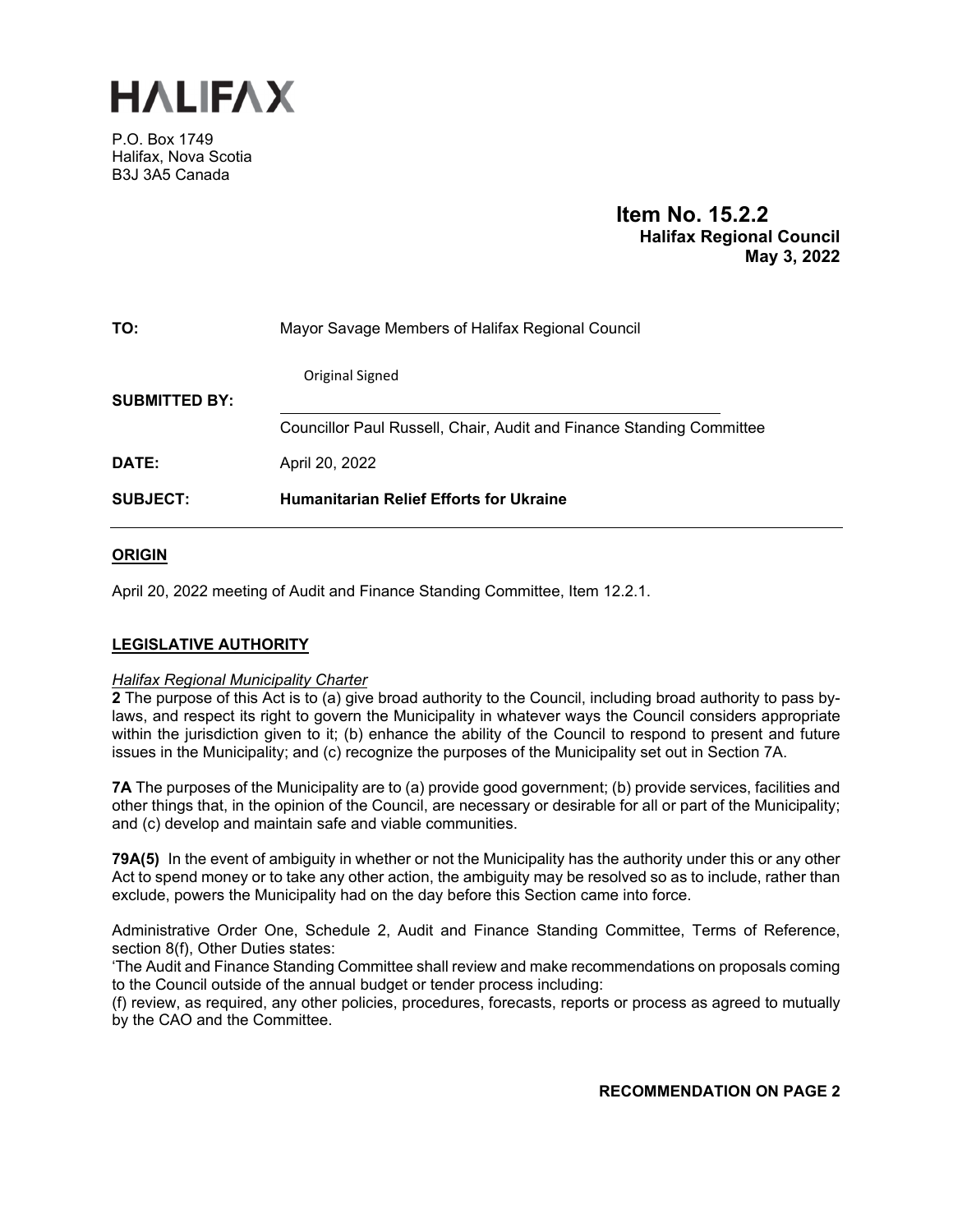# HALIFAX

P.O. Box 1749
Halifax, Nova Scotia
B3J 3A5 Canada

**Item No. 15.2.2**
**Halifax Regional Council**
**May 3, 2022**

**TO:** Mayor Savage Members of Halifax Regional Council

**SUBMITTED BY:** Original Signed

Councillor Paul Russell, Chair, Audit and Finance Standing Committee

**DATE:** April 20, 2022

**SUBJECT:** **Humanitarian Relief Efforts for Ukraine**

## ORIGIN

April 20, 2022 meeting of Audit and Finance Standing Committee, Item 12.2.1.

## LEGISLATIVE AUTHORITY

*Halifax Regional Municipality Charter*
**2** The purpose of this Act is to (a) give broad authority to the Council, including broad authority to pass by-laws, and respect its right to govern the Municipality in whatever ways the Council considers appropriate within the jurisdiction given to it; (b) enhance the ability of the Council to respond to present and future issues in the Municipality; and (c) recognize the purposes of the Municipality set out in Section 7A.

**7A** The purposes of the Municipality are to (a) provide good government; (b) provide services, facilities and other things that, in the opinion of the Council, are necessary or desirable for all or part of the Municipality; and (c) develop and maintain safe and viable communities.

**79A(5)** In the event of ambiguity in whether or not the Municipality has the authority under this or any other Act to spend money or to take any other action, the ambiguity may be resolved so as to include, rather than exclude, powers the Municipality had on the day before this Section came into force.

Administrative Order One, Schedule 2, Audit and Finance Standing Committee, Terms of Reference, section 8(f), Other Duties states:
'The Audit and Finance Standing Committee shall review and make recommendations on proposals coming to the Council outside of the annual budget or tender process including:
(f) review, as required, any other policies, procedures, forecasts, reports or process as agreed to mutually by the CAO and the Committee.

**RECOMMENDATION ON PAGE 2**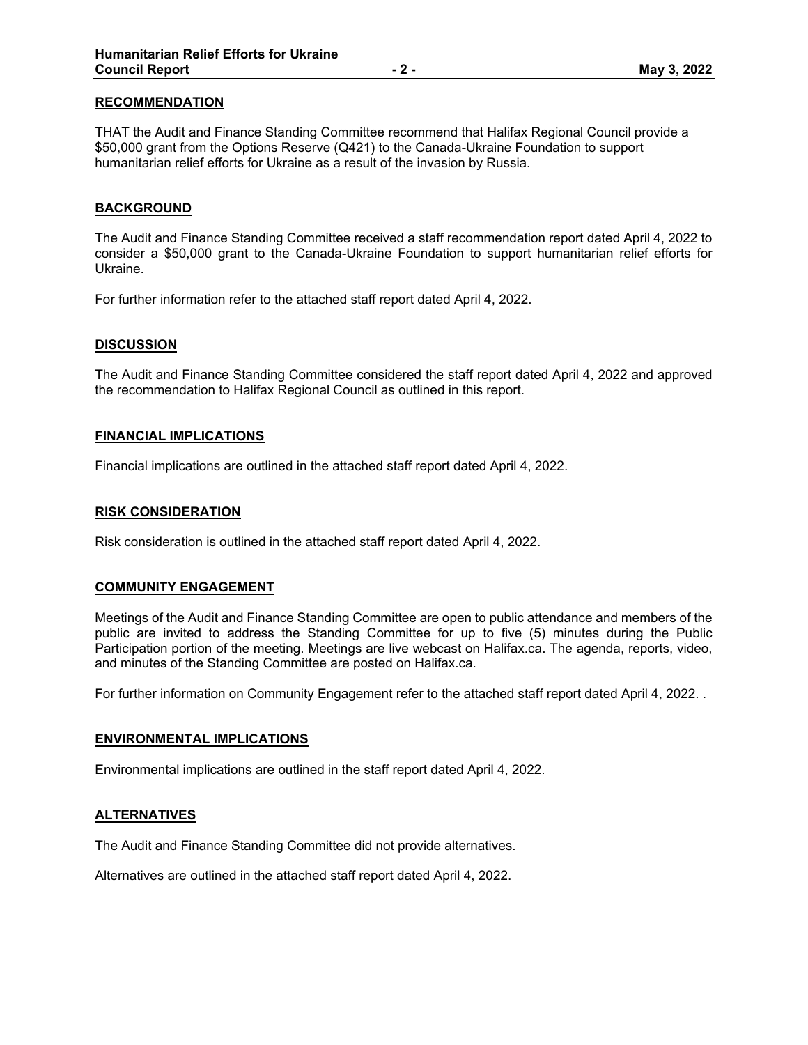## RECOMMENDATION

THAT the Audit and Finance Standing Committee recommend that Halifax Regional Council provide a $50,000 grant from the Options Reserve (Q421) to the Canada-Ukraine Foundation to support humanitarian relief efforts for Ukraine as a result of the invasion by Russia.

## BACKGROUND

The Audit and Finance Standing Committee received a staff recommendation report dated April 4, 2022 to consider a $50,000 grant to the Canada-Ukraine Foundation to support humanitarian relief efforts for Ukraine.

For further information refer to the attached staff report dated April 4, 2022.

## DISCUSSION

The Audit and Finance Standing Committee considered the staff report dated April 4, 2022 and approved the recommendation to Halifax Regional Council as outlined in this report.

## FINANCIAL IMPLICATIONS

Financial implications are outlined in the attached staff report dated April 4, 2022.

## RISK CONSIDERATION

Risk consideration is outlined in the attached staff report dated April 4, 2022.

## COMMUNITY ENGAGEMENT

Meetings of the Audit and Finance Standing Committee are open to public attendance and members of the public are invited to address the Standing Committee for up to five (5) minutes during the Public Participation portion of the meeting. Meetings are live webcast on Halifax.ca. The agenda, reports, video, and minutes of the Standing Committee are posted on Halifax.ca.

For further information on Community Engagement refer to the attached staff report dated April 4, 2022. .

## ENVIRONMENTAL IMPLICATIONS

Environmental implications are outlined in the staff report dated April 4, 2022.

## ALTERNATIVES

The Audit and Finance Standing Committee did not provide alternatives.

Alternatives are outlined in the attached staff report dated April 4, 2022.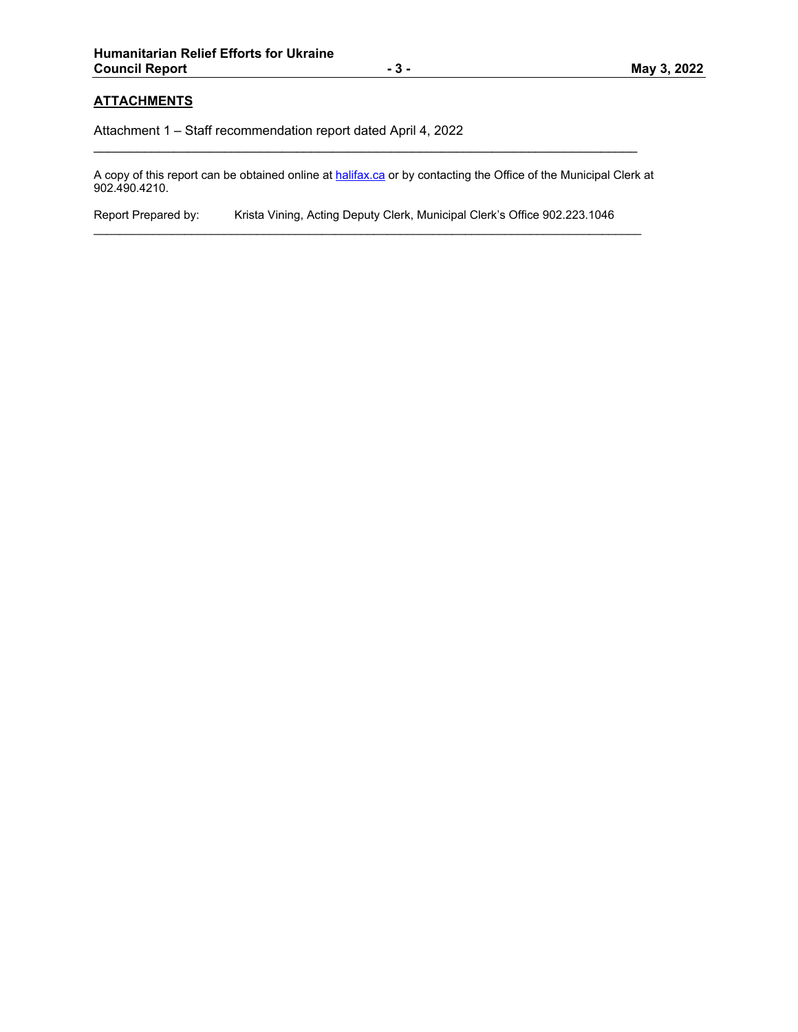## ATTACHMENTS

Attachment 1 – Staff recommendation report dated April 4, 2022

---

A copy of this report can be obtained online at halifax.ca or by contacting the Office of the Municipal Clerk at 902.490.4210.

Report Prepared by: Krista Vining, Acting Deputy Clerk, Municipal Clerk's Office 902.223.1046

---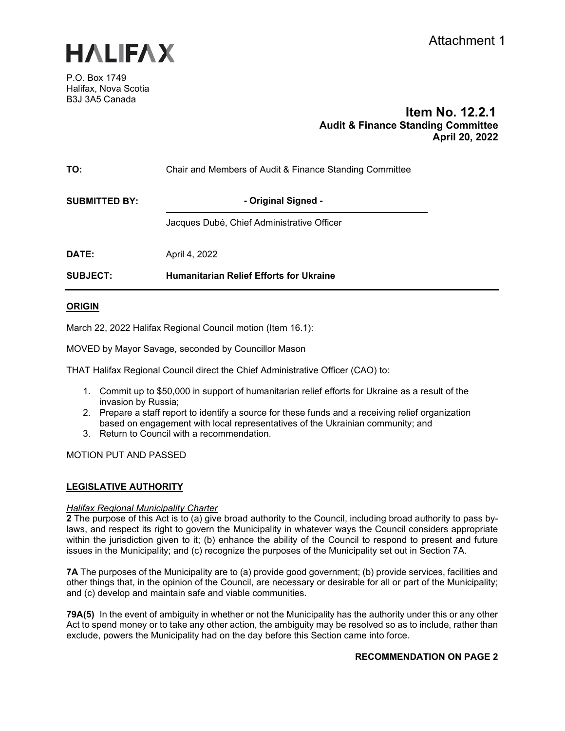HALIFAX

Attachment 1

P.O. Box 1749
Halifax, Nova Scotia
B3J 3A5 Canada

**Item No. 12.2.1**
**Audit & Finance Standing Committee**
**April 20, 2022**

| | |
|---|---|
| **TO:** | Chair and Members of Audit & Finance Standing Committee |
| **SUBMITTED BY:** | **- Original Signed -** |
| | Jacques Dubé, Chief Administrative Officer |
| **DATE:** | April 4, 2022 |
| **SUBJECT:** | **Humanitarian Relief Efforts for Ukraine** |

## ORIGIN

March 22, 2022 Halifax Regional Council motion (Item 16.1):

MOVED by Mayor Savage, seconded by Councillor Mason

THAT Halifax Regional Council direct the Chief Administrative Officer (CAO) to:

1. Commit up to $50,000 in support of humanitarian relief efforts for Ukraine as a result of the invasion by Russia;
2. Prepare a staff report to identify a source for these funds and a receiving relief organization based on engagement with local representatives of the Ukrainian community; and
3. Return to Council with a recommendation.

MOTION PUT AND PASSED

## LEGISLATIVE AUTHORITY

*Halifax Regional Municipality Charter*

**2** The purpose of this Act is to (a) give broad authority to the Council, including broad authority to pass by-laws, and respect its right to govern the Municipality in whatever ways the Council considers appropriate within the jurisdiction given to it; (b) enhance the ability of the Council to respond to present and future issues in the Municipality; and (c) recognize the purposes of the Municipality set out in Section 7A.

**7A** The purposes of the Municipality are to (a) provide good government; (b) provide services, facilities and other things that, in the opinion of the Council, are necessary or desirable for all or part of the Municipality; and (c) develop and maintain safe and viable communities.

**79A(5)** In the event of ambiguity in whether or not the Municipality has the authority under this or any other Act to spend money or to take any other action, the ambiguity may be resolved so as to include, rather than exclude, powers the Municipality had on the day before this Section came into force.

**RECOMMENDATION ON PAGE 2**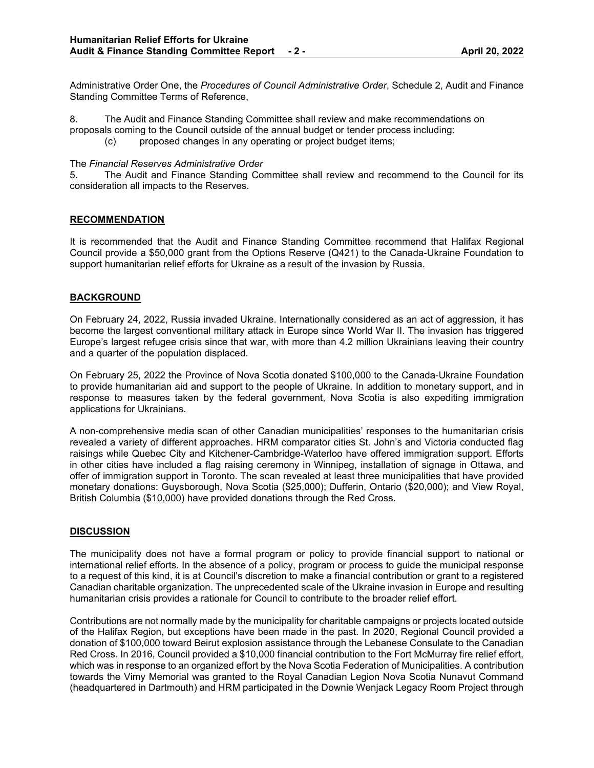Administrative Order One, the *Procedures of Council Administrative Order*, Schedule 2, Audit and Finance Standing Committee Terms of Reference,

8. The Audit and Finance Standing Committee shall review and make recommendations on proposals coming to the Council outside of the annual budget or tender process including:

  (c) proposed changes in any operating or project budget items;

The *Financial Reserves Administrative Order*

5. The Audit and Finance Standing Committee shall review and recommend to the Council for its consideration all impacts to the Reserves.

## RECOMMENDATION

It is recommended that the Audit and Finance Standing Committee recommend that Halifax Regional Council provide a $50,000 grant from the Options Reserve (Q421) to the Canada-Ukraine Foundation to support humanitarian relief efforts for Ukraine as a result of the invasion by Russia.

## BACKGROUND

On February 24, 2022, Russia invaded Ukraine. Internationally considered as an act of aggression, it has become the largest conventional military attack in Europe since World War II. The invasion has triggered Europe's largest refugee crisis since that war, with more than 4.2 million Ukrainians leaving their country and a quarter of the population displaced.

On February 25, 2022 the Province of Nova Scotia donated $100,000 to the Canada-Ukraine Foundation to provide humanitarian aid and support to the people of Ukraine. In addition to monetary support, and in response to measures taken by the federal government, Nova Scotia is also expediting immigration applications for Ukrainians.

A non-comprehensive media scan of other Canadian municipalities' responses to the humanitarian crisis revealed a variety of different approaches. HRM comparator cities St. John's and Victoria conducted flag raisings while Quebec City and Kitchener-Cambridge-Waterloo have offered immigration support. Efforts in other cities have included a flag raising ceremony in Winnipeg, installation of signage in Ottawa, and offer of immigration support in Toronto. The scan revealed at least three municipalities that have provided monetary donations: Guysborough, Nova Scotia ($25,000); Dufferin, Ontario ($20,000); and View Royal, British Columbia ($10,000) have provided donations through the Red Cross.

## DISCUSSION

The municipality does not have a formal program or policy to provide financial support to national or international relief efforts. In the absence of a policy, program or process to guide the municipal response to a request of this kind, it is at Council's discretion to make a financial contribution or grant to a registered Canadian charitable organization. The unprecedented scale of the Ukraine invasion in Europe and resulting humanitarian crisis provides a rationale for Council to contribute to the broader relief effort.

Contributions are not normally made by the municipality for charitable campaigns or projects located outside of the Halifax Region, but exceptions have been made in the past. In 2020, Regional Council provided a donation of $100,000 toward Beirut explosion assistance through the Lebanese Consulate to the Canadian Red Cross. In 2016, Council provided a $10,000 financial contribution to the Fort McMurray fire relief effort, which was in response to an organized effort by the Nova Scotia Federation of Municipalities. A contribution towards the Vimy Memorial was granted to the Royal Canadian Legion Nova Scotia Nunavut Command (headquartered in Dartmouth) and HRM participated in the Downie Wenjack Legacy Room Project through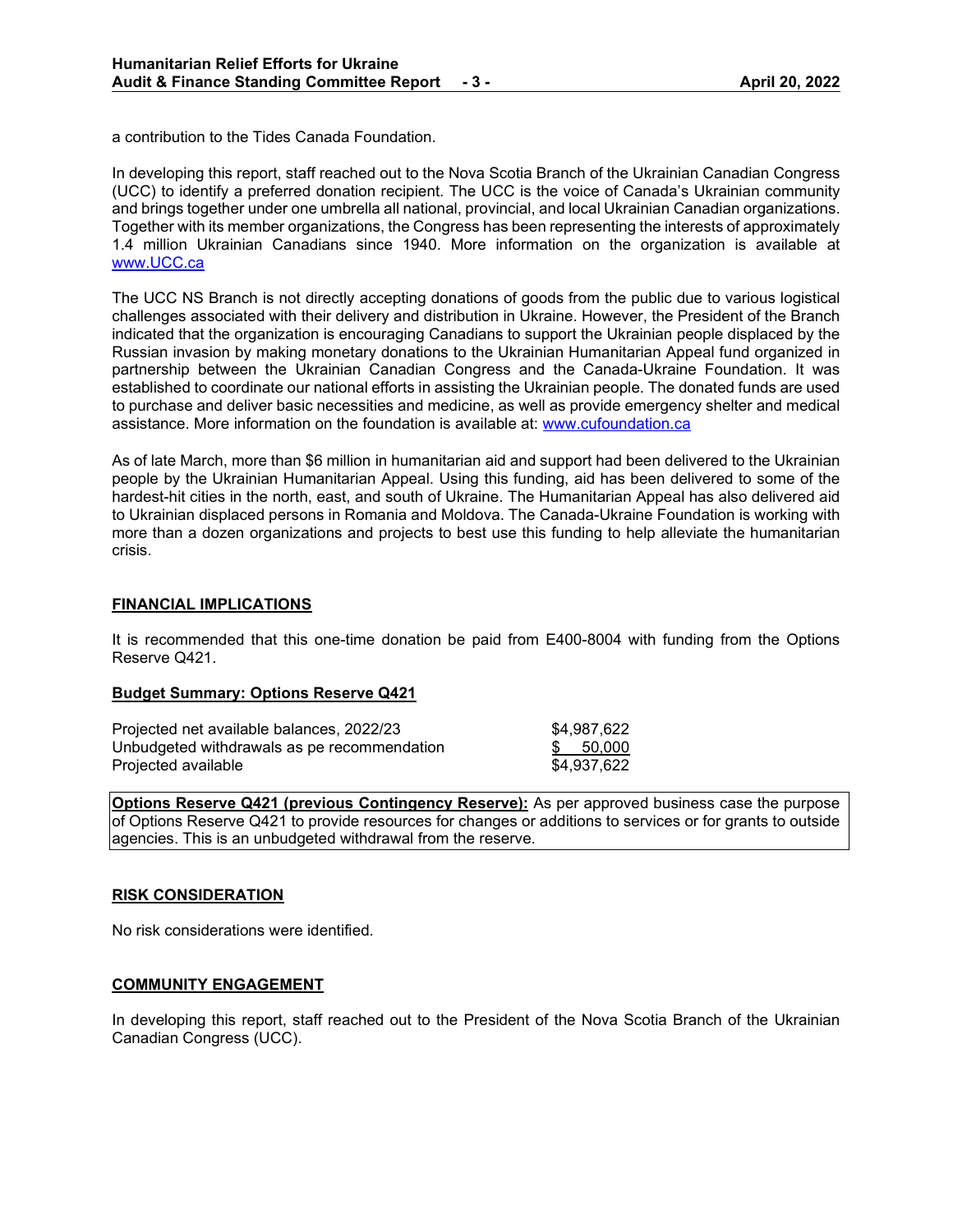a contribution to the Tides Canada Foundation.

In developing this report, staff reached out to the Nova Scotia Branch of the Ukrainian Canadian Congress (UCC) to identify a preferred donation recipient. The UCC is the voice of Canada's Ukrainian community and brings together under one umbrella all national, provincial, and local Ukrainian Canadian organizations. Together with its member organizations, the Congress has been representing the interests of approximately 1.4 million Ukrainian Canadians since 1940. More information on the organization is available at [www.UCC.ca](http://www.UCC.ca)

The UCC NS Branch is not directly accepting donations of goods from the public due to various logistical challenges associated with their delivery and distribution in Ukraine. However, the President of the Branch indicated that the organization is encouraging Canadians to support the Ukrainian people displaced by the Russian invasion by making monetary donations to the Ukrainian Humanitarian Appeal fund organized in partnership between the Ukrainian Canadian Congress and the Canada-Ukraine Foundation. It was established to coordinate our national efforts in assisting the Ukrainian people. The donated funds are used to purchase and deliver basic necessities and medicine, as well as provide emergency shelter and medical assistance. More information on the foundation is available at: [www.cufoundation.ca](http://www.cufoundation.ca)

As of late March, more than $6 million in humanitarian aid and support had been delivered to the Ukrainian people by the Ukrainian Humanitarian Appeal. Using this funding, aid has been delivered to some of the hardest-hit cities in the north, east, and south of Ukraine. The Humanitarian Appeal has also delivered aid to Ukrainian displaced persons in Romania and Moldova. The Canada-Ukraine Foundation is working with more than a dozen organizations and projects to best use this funding to help alleviate the humanitarian crisis.

## FINANCIAL IMPLICATIONS

It is recommended that this one-time donation be paid from E400-8004 with funding from the Options Reserve Q421.

### Budget Summary: Options Reserve Q421

| | |
|---|---|
| Projected net available balances, 2022/23 | $4,987,622 |
| Unbudgeted withdrawals as pe recommendation | $ 50,000 |
| Projected available | $4,937,622 |

**Options Reserve Q421 (previous Contingency Reserve):** As per approved business case the purpose of Options Reserve Q421 to provide resources for changes or additions to services or for grants to outside agencies. This is an unbudgeted withdrawal from the reserve.

## RISK CONSIDERATION

No risk considerations were identified.

## COMMUNITY ENGAGEMENT

In developing this report, staff reached out to the President of the Nova Scotia Branch of the Ukrainian Canadian Congress (UCC).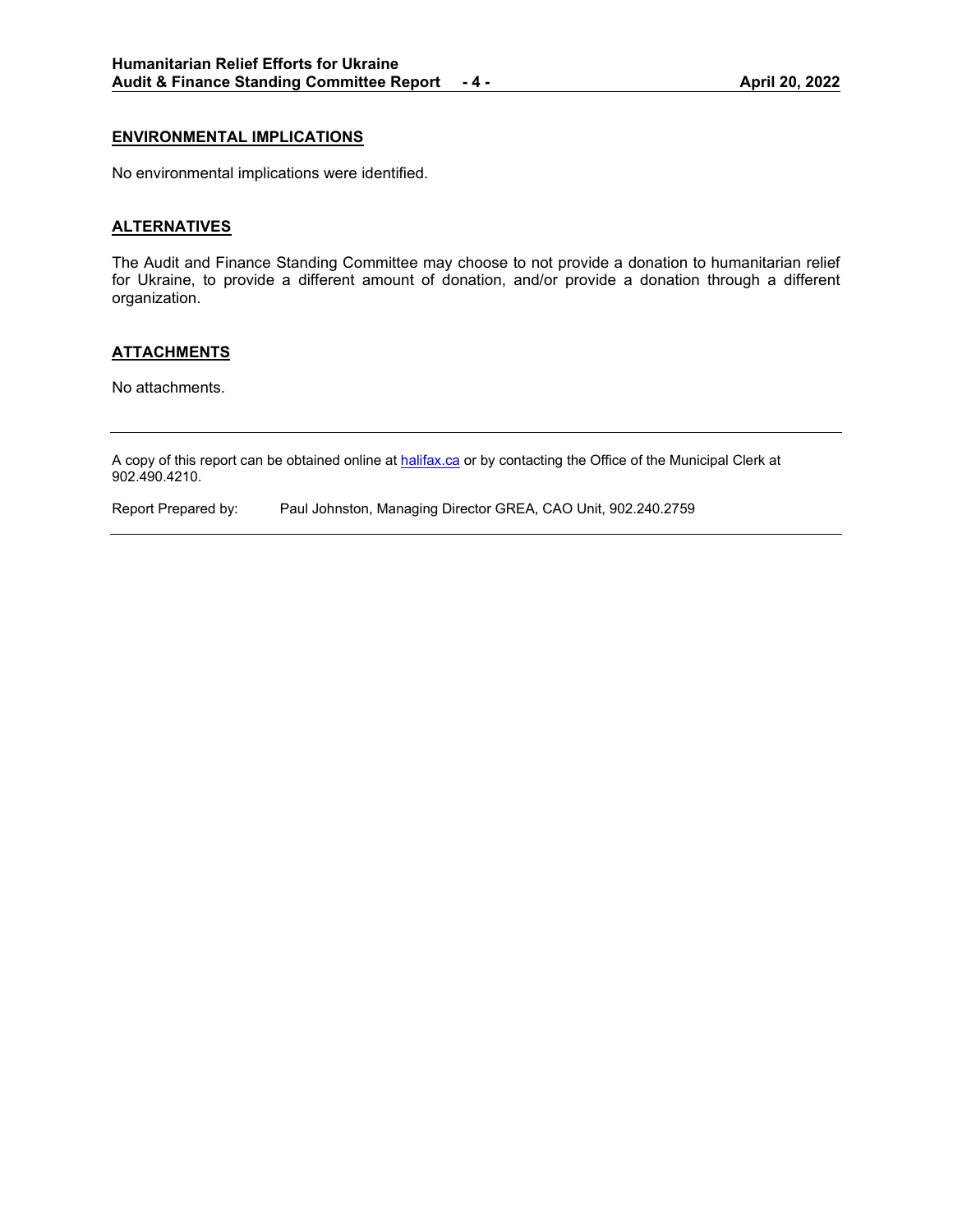## ENVIRONMENTAL IMPLICATIONS

No environmental implications were identified.

## ALTERNATIVES

The Audit and Finance Standing Committee may choose to not provide a donation to humanitarian relief for Ukraine, to provide a different amount of donation, and/or provide a donation through a different organization.

## ATTACHMENTS

No attachments.

---

A copy of this report can be obtained online at [halifax.ca](halifax.ca) or by contacting the Office of the Municipal Clerk at 902.490.4210.

Report Prepared by: Paul Johnston, Managing Director GREA, CAO Unit, 902.240.2759

---